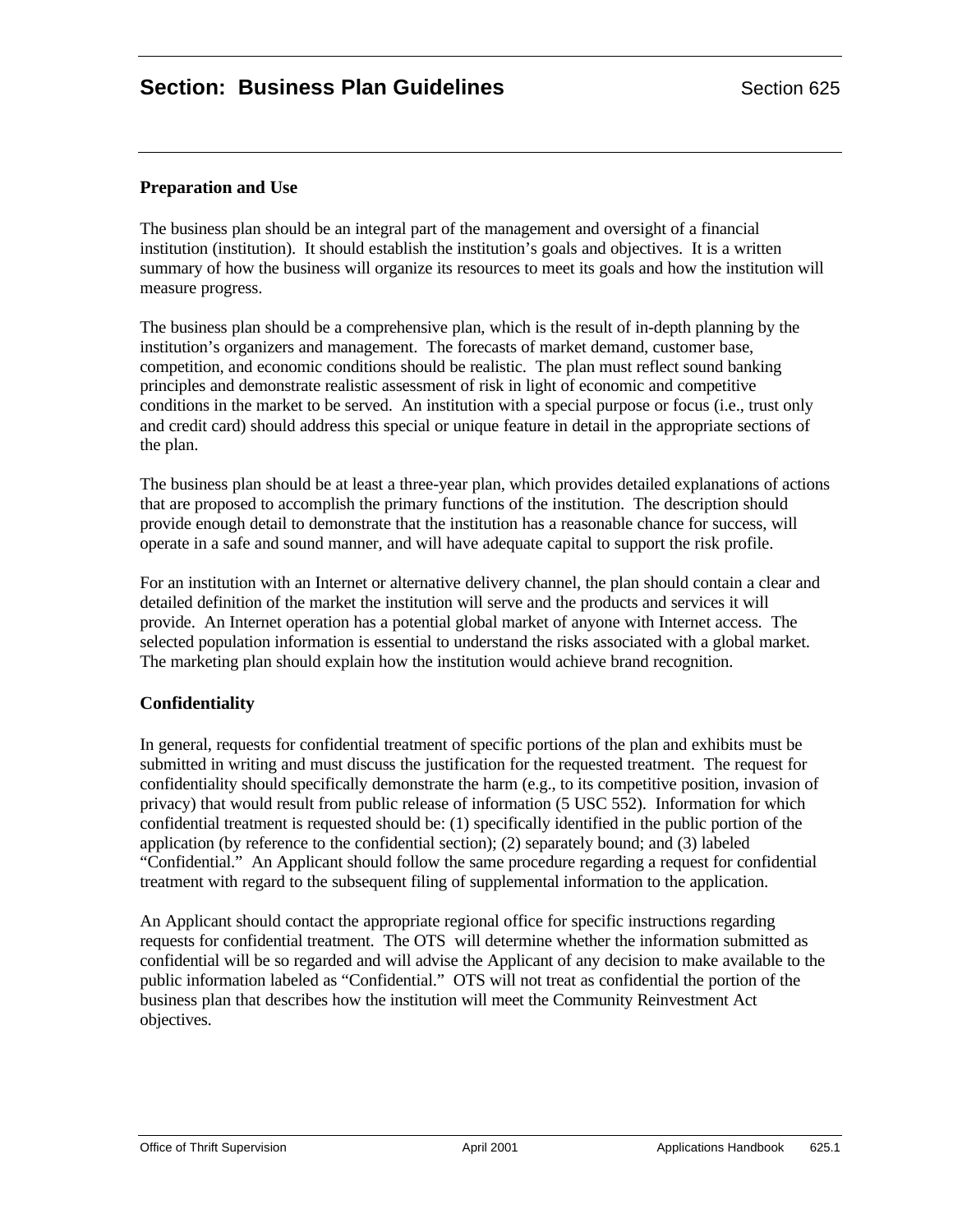# Section: Business Plan Guidelines

Section 625

## Preparation and Use

The business plan should be an integral part of the management and oversight of a financial institution (institution). It should establish the institution's goals and objectives. It is a written summary of how the business will organize its resources to meet its goals and how the institution will measure progress.

The business plan should be a comprehensive plan, which is the result of in-depth planning by the institution's organizers and management. The forecasts of market demand, customer base, competition, and economic conditions should be realistic. The plan must reflect sound banking principles and demonstrate realistic assessment of risk in light of economic and competitive conditions in the market to be served. An institution with a special purpose or focus (i.e., trust only and credit card) should address this special or unique feature in detail in the appropriate sections of the plan.

The business plan should be at least a three-year plan, which provides detailed explanations of actions that are proposed to accomplish the primary functions of the institution. The description should provide enough detail to demonstrate that the institution has a reasonable chance for success, will operate in a safe and sound manner, and will have adequate capital to support the risk profile.

For an institution with an Internet or alternative delivery channel, the plan should contain a clear and detailed definition of the market the institution will serve and the products and services it will provide. An Internet operation has a potential global market of anyone with Internet access. The selected population information is essential to understand the risks associated with a global market. The marketing plan should explain how the institution would achieve brand recognition.

## Confidentiality

In general, requests for confidential treatment of specific portions of the plan and exhibits must be submitted in writing and must discuss the justification for the requested treatment. The request for confidentiality should specifically demonstrate the harm (e.g., to its competitive position, invasion of privacy) that would result from public release of information (5 USC 552). Information for which confidential treatment is requested should be: (1) specifically identified in the public portion of the application (by reference to the confidential section); (2) separately bound; and (3) labeled "Confidential." An Applicant should follow the same procedure regarding a request for confidential treatment with regard to the subsequent filing of supplemental information to the application.

An Applicant should contact the appropriate regional office for specific instructions regarding requests for confidential treatment. The OTS will determine whether the information submitted as confidential will be so regarded and will advise the Applicant of any decision to make available to the public information labeled as "Confidential." OTS will not treat as confidential the portion of the business plan that describes how the institution will meet the Community Reinvestment Act objectives.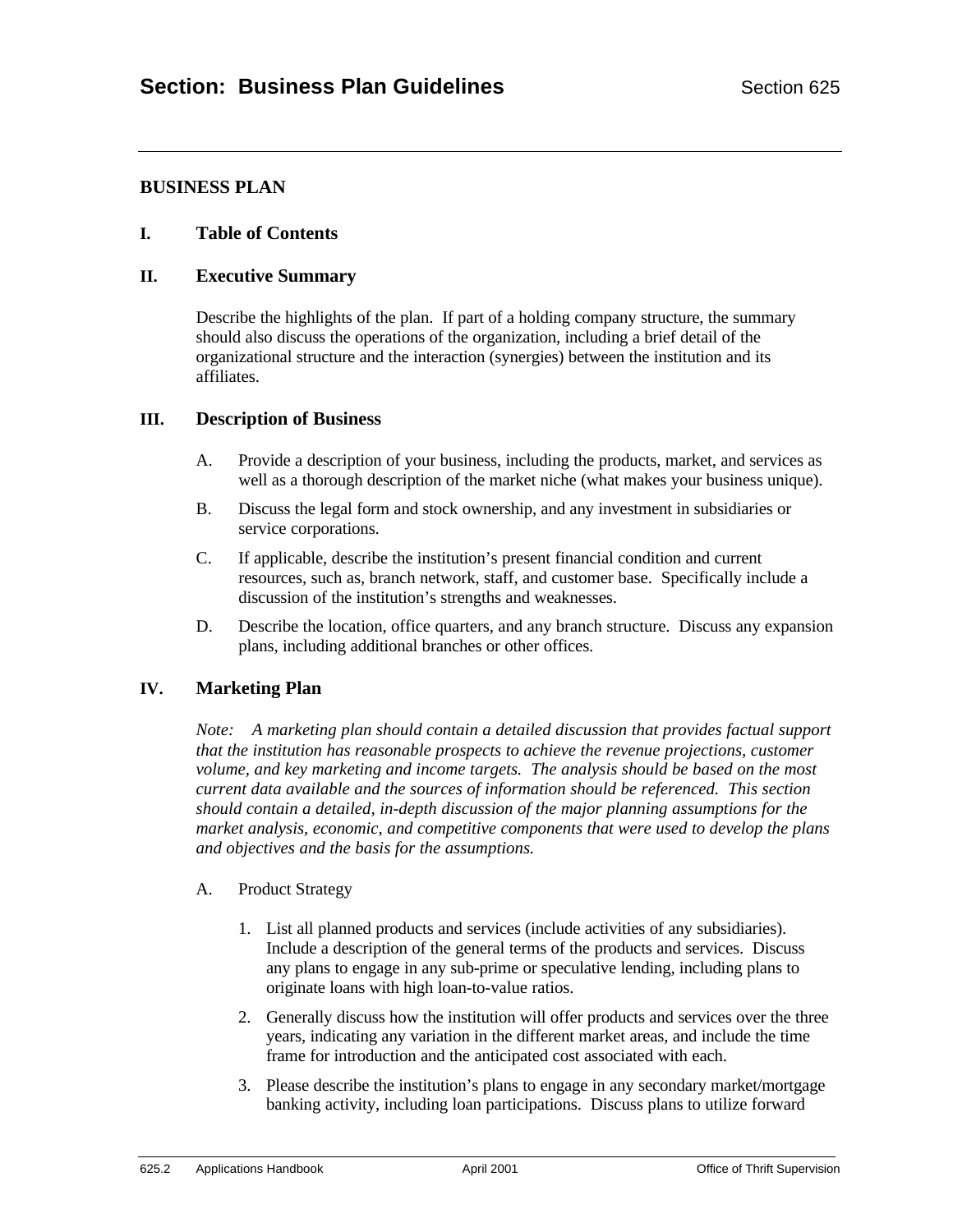## BUSINESS PLAN

### I. Table of Contents

### II. Executive Summary

Describe the highlights of the plan. If part of a holding company structure, the summary should also discuss the operations of the organization, including a brief detail of the organizational structure and the interaction (synergies) between the institution and its affiliates.

### III. Description of Business

A. Provide a description of your business, including the products, market, and services as well as a thorough description of the market niche (what makes your business unique).

B. Discuss the legal form and stock ownership, and any investment in subsidiaries or service corporations.

C. If applicable, describe the institution's present financial condition and current resources, such as, branch network, staff, and customer base. Specifically include a discussion of the institution's strengths and weaknesses.

D. Describe the location, office quarters, and any branch structure. Discuss any expansion plans, including additional branches or other offices.

### IV. Marketing Plan

*Note: A marketing plan should contain a detailed discussion that provides factual support that the institution has reasonable prospects to achieve the revenue projections, customer volume, and key marketing and income targets. The analysis should be based on the most current data available and the sources of information should be referenced. This section should contain a detailed, in-depth discussion of the major planning assumptions for the market analysis, economic, and competitive components that were used to develop the plans and objectives and the basis for the assumptions.*

A. Product Strategy

1. List all planned products and services (include activities of any subsidiaries). Include a description of the general terms of the products and services. Discuss any plans to engage in any sub-prime or speculative lending, including plans to originate loans with high loan-to-value ratios.

2. Generally discuss how the institution will offer products and services over the three years, indicating any variation in the different market areas, and include the time frame for introduction and the anticipated cost associated with each.

3. Please describe the institution's plans to engage in any secondary market/mortgage banking activity, including loan participations. Discuss plans to utilize forward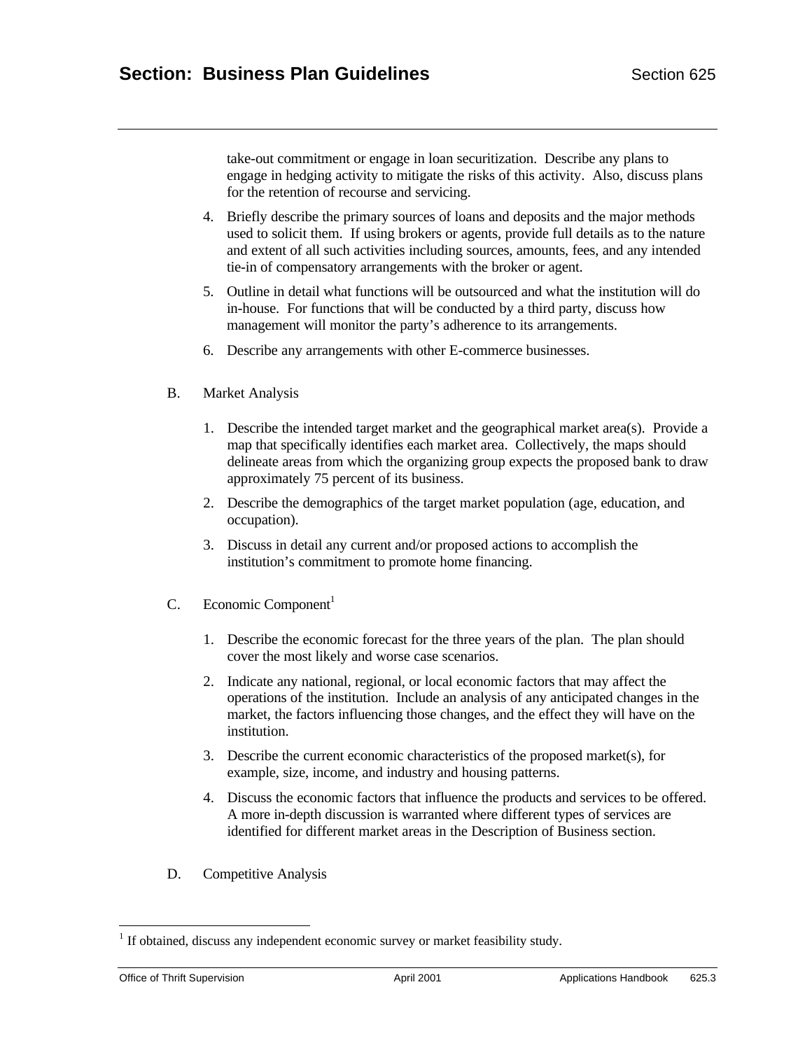take-out commitment or engage in loan securitization. Describe any plans to engage in hedging activity to mitigate the risks of this activity. Also, discuss plans for the retention of recourse and servicing.

4. Briefly describe the primary sources of loans and deposits and the major methods used to solicit them. If using brokers or agents, provide full details as to the nature and extent of all such activities including sources, amounts, fees, and any intended tie-in of compensatory arrangements with the broker or agent.
5. Outline in detail what functions will be outsourced and what the institution will do in-house. For functions that will be conducted by a third party, discuss how management will monitor the party's adherence to its arrangements.
6. Describe any arrangements with other E-commerce businesses.

B. Market Analysis

1. Describe the intended target market and the geographical market area(s). Provide a map that specifically identifies each market area. Collectively, the maps should delineate areas from which the organizing group expects the proposed bank to draw approximately 75 percent of its business.
2. Describe the demographics of the target market population (age, education, and occupation).
3. Discuss in detail any current and/or proposed actions to accomplish the institution's commitment to promote home financing.

C. Economic Component[1]

1. Describe the economic forecast for the three years of the plan. The plan should cover the most likely and worse case scenarios.
2. Indicate any national, regional, or local economic factors that may affect the operations of the institution. Include an analysis of any anticipated changes in the market, the factors influencing those changes, and the effect they will have on the institution.
3. Describe the current economic characteristics of the proposed market(s), for example, size, income, and industry and housing patterns.
4. Discuss the economic factors that influence the products and services to be offered. A more in-depth discussion is warranted where different types of services are identified for different market areas in the Description of Business section.

D. Competitive Analysis

[1] If obtained, discuss any independent economic survey or market feasibility study.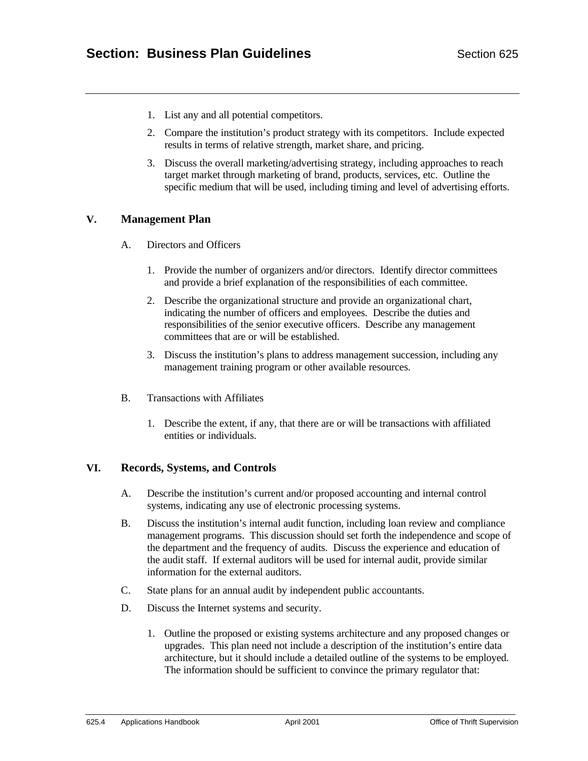1. List any and all potential competitors.
2. Compare the institution's product strategy with its competitors. Include expected results in terms of relative strength, market share, and pricing.
3. Discuss the overall marketing/advertising strategy, including approaches to reach target market through marketing of brand, products, services, etc. Outline the specific medium that will be used, including timing and level of advertising efforts.

## V. Management Plan

A. Directors and Officers

1. Provide the number of organizers and/or directors. Identify director committees and provide a brief explanation of the responsibilities of each committee.
2. Describe the organizational structure and provide an organizational chart, indicating the number of officers and employees. Describe the duties and responsibilities of the senior executive officers. Describe any management committees that are or will be established.
3. Discuss the institution's plans to address management succession, including any management training program or other available resources.

B. Transactions with Affiliates

1. Describe the extent, if any, that there are or will be transactions with affiliated entities or individuals.

## VI. Records, Systems, and Controls

A. Describe the institution's current and/or proposed accounting and internal control systems, indicating any use of electronic processing systems.

B. Discuss the institution's internal audit function, including loan review and compliance management programs. This discussion should set forth the independence and scope of the department and the frequency of audits. Discuss the experience and education of the audit staff. If external auditors will be used for internal audit, provide similar information for the external auditors.

C. State plans for an annual audit by independent public accountants.

D. Discuss the Internet systems and security.

1. Outline the proposed or existing systems architecture and any proposed changes or upgrades. This plan need not include a description of the institution's entire data architecture, but it should include a detailed outline of the systems to be employed. The information should be sufficient to convince the primary regulator that: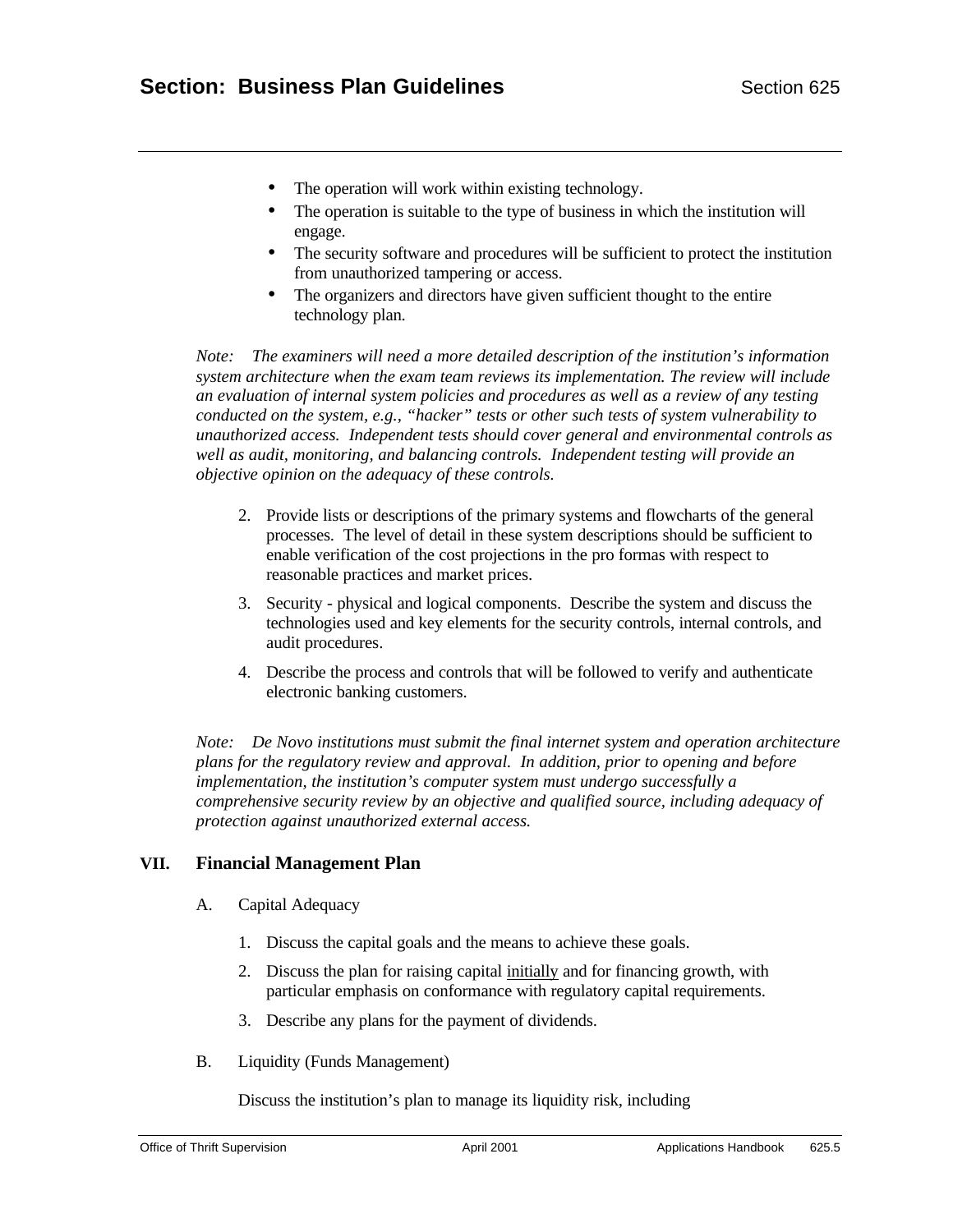- The operation will work within existing technology.
- The operation is suitable to the type of business in which the institution will engage.
- The security software and procedures will be sufficient to protect the institution from unauthorized tampering or access.
- The organizers and directors have given sufficient thought to the entire technology plan.

*Note: The examiners will need a more detailed description of the institution's information system architecture when the exam team reviews its implementation. The review will include an evaluation of internal system policies and procedures as well as a review of any testing conducted on the system, e.g., "hacker" tests or other such tests of system vulnerability to unauthorized access. Independent tests should cover general and environmental controls as well as audit, monitoring, and balancing controls. Independent testing will provide an objective opinion on the adequacy of these controls.*

2. Provide lists or descriptions of the primary systems and flowcharts of the general processes. The level of detail in these system descriptions should be sufficient to enable verification of the cost projections in the pro formas with respect to reasonable practices and market prices.
3. Security - physical and logical components. Describe the system and discuss the technologies used and key elements for the security controls, internal controls, and audit procedures.
4. Describe the process and controls that will be followed to verify and authenticate electronic banking customers.

*Note: De Novo institutions must submit the final internet system and operation architecture plans for the regulatory review and approval. In addition, prior to opening and before implementation, the institution's computer system must undergo successfully a comprehensive security review by an objective and qualified source, including adequacy of protection against unauthorized external access.*

## VII. Financial Management Plan

A. Capital Adequacy

1. Discuss the capital goals and the means to achieve these goals.
2. Discuss the plan for raising capital initially and for financing growth, with particular emphasis on conformance with regulatory capital requirements.
3. Describe any plans for the payment of dividends.

B. Liquidity (Funds Management)

Discuss the institution's plan to manage its liquidity risk, including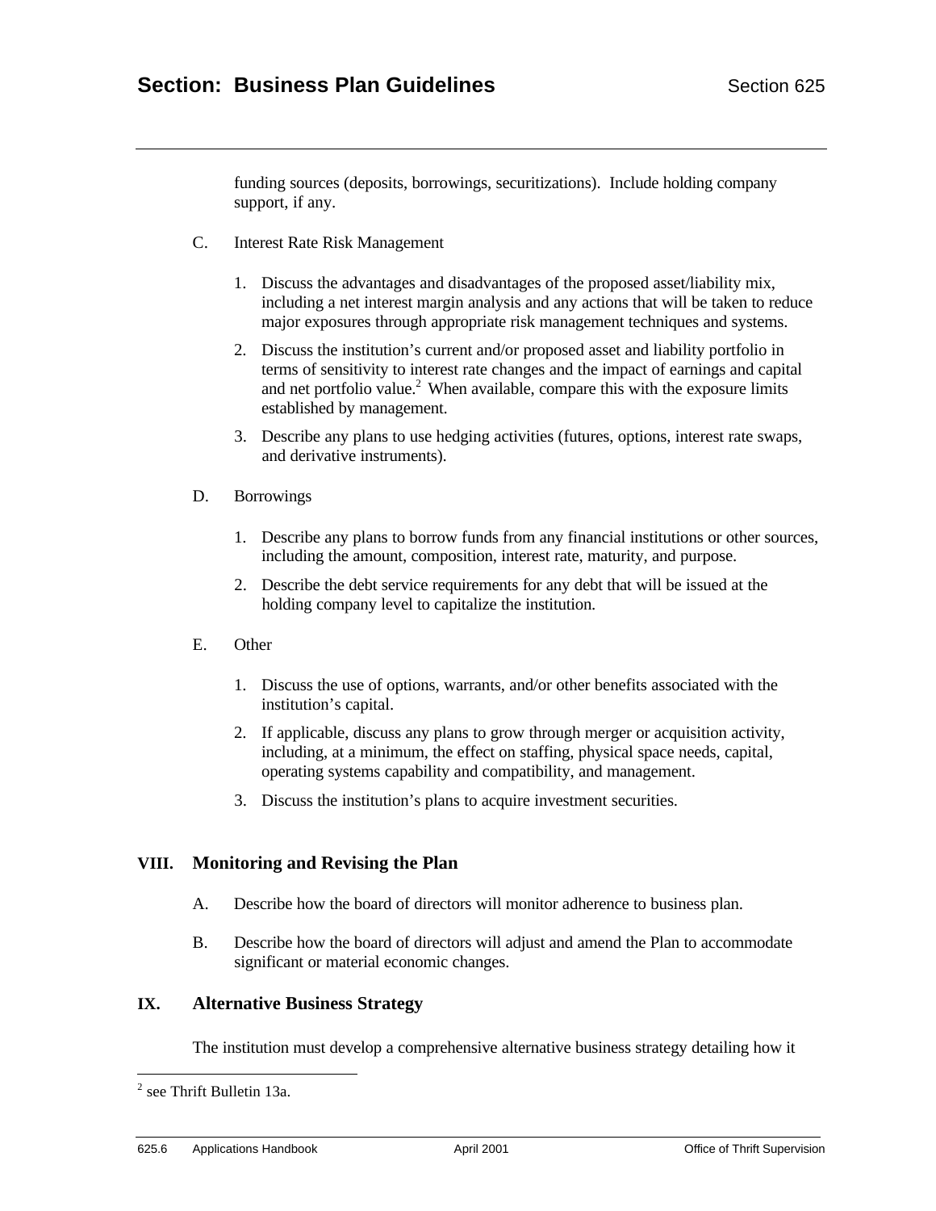funding sources (deposits, borrowings, securitizations). Include holding company support, if any.

C. Interest Rate Risk Management

1. Discuss the advantages and disadvantages of the proposed asset/liability mix, including a net interest margin analysis and any actions that will be taken to reduce major exposures through appropriate risk management techniques and systems.
2. Discuss the institution's current and/or proposed asset and liability portfolio in terms of sensitivity to interest rate changes and the impact of earnings and capital and net portfolio value.[2] When available, compare this with the exposure limits established by management.
3. Describe any plans to use hedging activities (futures, options, interest rate swaps, and derivative instruments).

D. Borrowings

1. Describe any plans to borrow funds from any financial institutions or other sources, including the amount, composition, interest rate, maturity, and purpose.
2. Describe the debt service requirements for any debt that will be issued at the holding company level to capitalize the institution.

E. Other

1. Discuss the use of options, warrants, and/or other benefits associated with the institution's capital.
2. If applicable, discuss any plans to grow through merger or acquisition activity, including, at a minimum, the effect on staffing, physical space needs, capital, operating systems capability and compatibility, and management.
3. Discuss the institution's plans to acquire investment securities.

## VIII. Monitoring and Revising the Plan

A. Describe how the board of directors will monitor adherence to business plan.

B. Describe how the board of directors will adjust and amend the Plan to accommodate significant or material economic changes.

## IX. Alternative Business Strategy

The institution must develop a comprehensive alternative business strategy detailing how it

---

[2] see Thrift Bulletin 13a.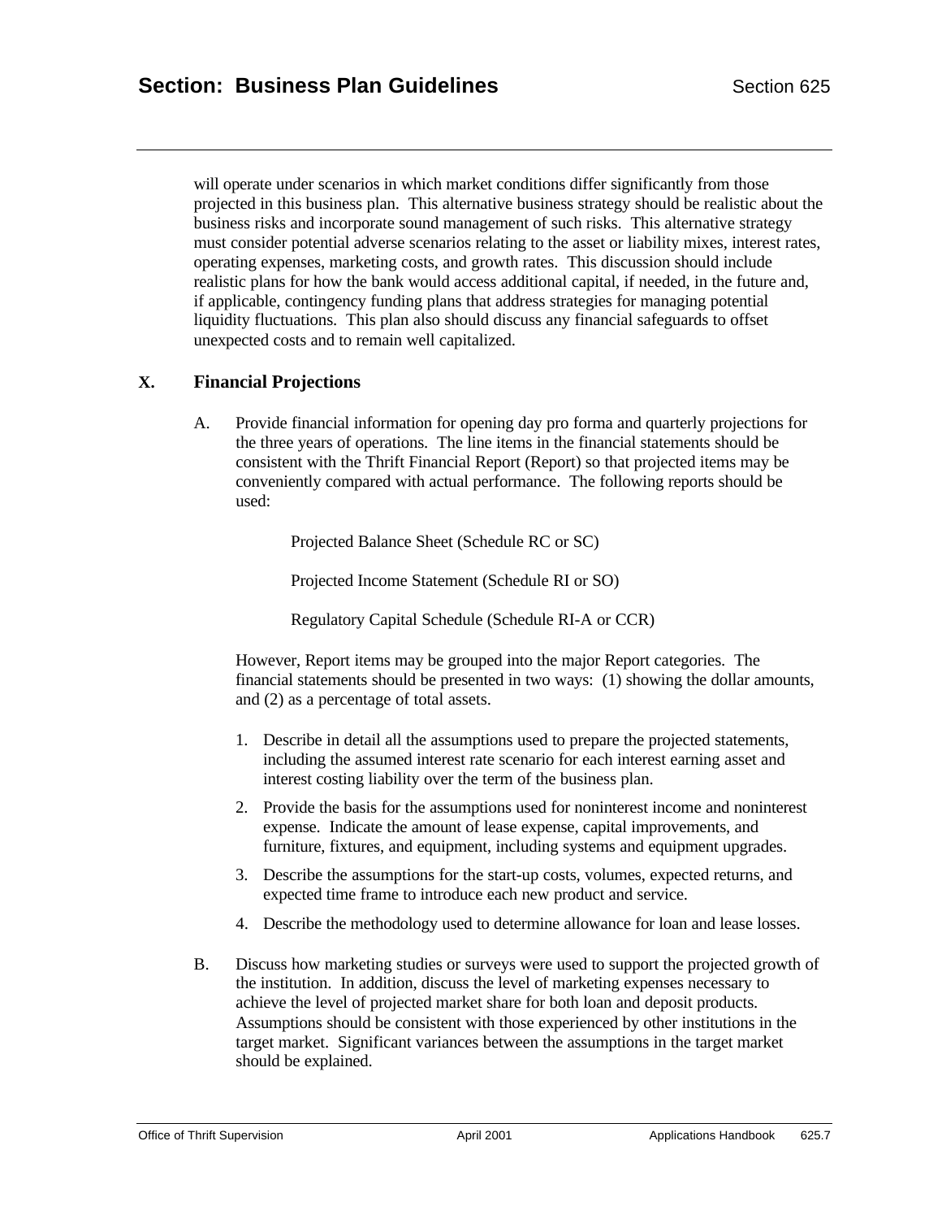will operate under scenarios in which market conditions differ significantly from those projected in this business plan. This alternative business strategy should be realistic about the business risks and incorporate sound management of such risks. This alternative strategy must consider potential adverse scenarios relating to the asset or liability mixes, interest rates, operating expenses, marketing costs, and growth rates. This discussion should include realistic plans for how the bank would access additional capital, if needed, in the future and, if applicable, contingency funding plans that address strategies for managing potential liquidity fluctuations. This plan also should discuss any financial safeguards to offset unexpected costs and to remain well capitalized.

## X. Financial Projections

A. Provide financial information for opening day pro forma and quarterly projections for the three years of operations. The line items in the financial statements should be consistent with the Thrift Financial Report (Report) so that projected items may be conveniently compared with actual performance. The following reports should be used:

Projected Balance Sheet (Schedule RC or SC)

Projected Income Statement (Schedule RI or SO)

Regulatory Capital Schedule (Schedule RI-A or CCR)

However, Report items may be grouped into the major Report categories. The financial statements should be presented in two ways: (1) showing the dollar amounts, and (2) as a percentage of total assets.

1. Describe in detail all the assumptions used to prepare the projected statements, including the assumed interest rate scenario for each interest earning asset and interest costing liability over the term of the business plan.
2. Provide the basis for the assumptions used for noninterest income and noninterest expense. Indicate the amount of lease expense, capital improvements, and furniture, fixtures, and equipment, including systems and equipment upgrades.
3. Describe the assumptions for the start-up costs, volumes, expected returns, and expected time frame to introduce each new product and service.
4. Describe the methodology used to determine allowance for loan and lease losses.

B. Discuss how marketing studies or surveys were used to support the projected growth of the institution. In addition, discuss the level of marketing expenses necessary to achieve the level of projected market share for both loan and deposit products. Assumptions should be consistent with those experienced by other institutions in the target market. Significant variances between the assumptions in the target market should be explained.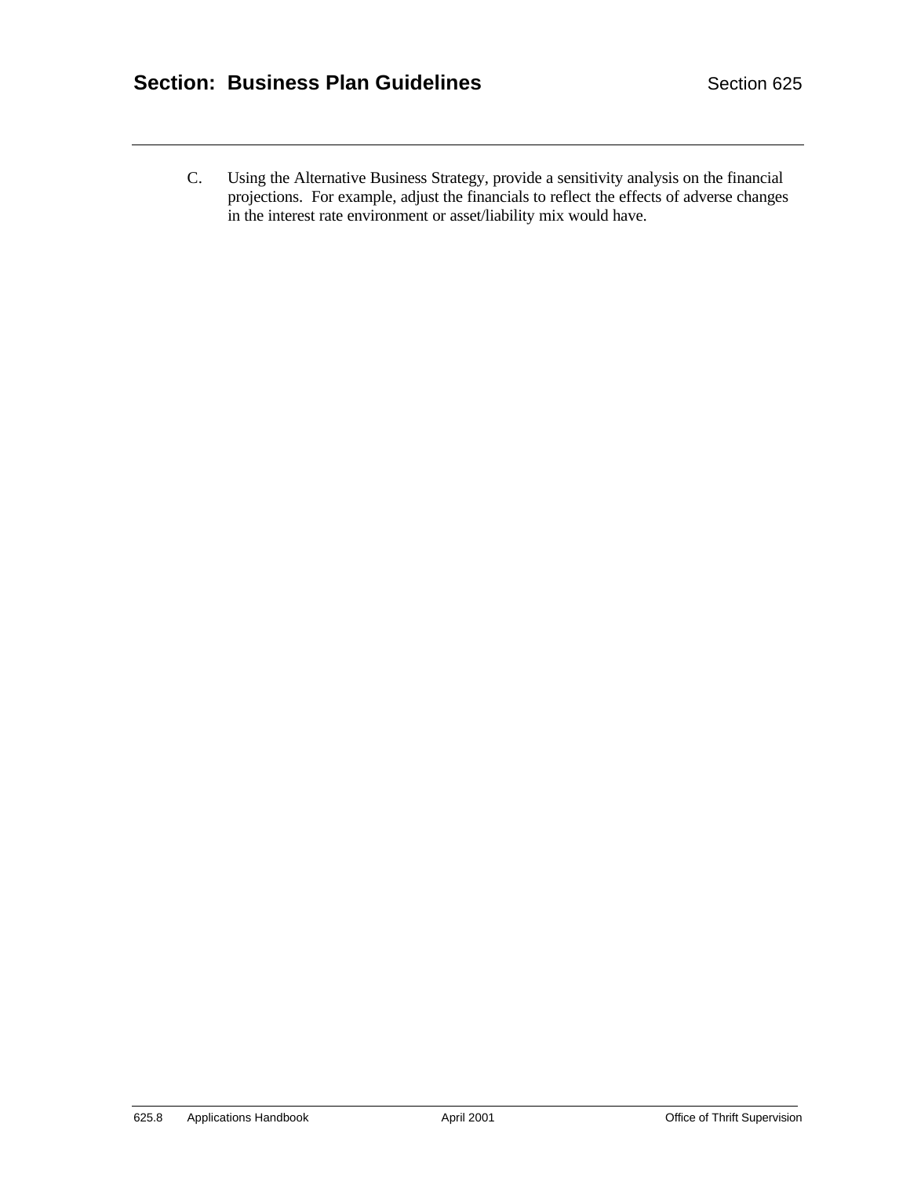C. Using the Alternative Business Strategy, provide a sensitivity analysis on the financial projections. For example, adjust the financials to reflect the effects of adverse changes in the interest rate environment or asset/liability mix would have.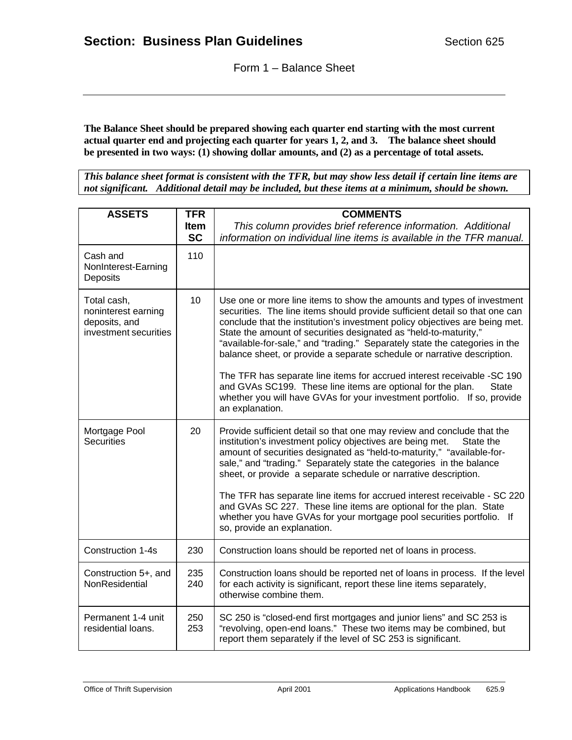# Section: Business Plan Guidelines

Section 625

Form 1 – Balance Sheet

**The Balance Sheet should be prepared showing each quarter end starting with the most current actual quarter end and projecting each quarter for years 1, 2, and 3. The balance sheet should be presented in two ways: (1) showing dollar amounts, and (2) as a percentage of total assets.**

***This balance sheet format is consistent with the TFR, but may show less detail if certain line items are not significant. Additional detail may be included, but these items at a minimum, should be shown.***

| ASSETS | TFR Item SC | COMMENTS<br>*This column provides brief reference information. Additional information on individual line items is available in the TFR manual.* |
|---|---|---|
| Cash and NonInterest-Earning Deposits | 110 | |
| Total cash, noninterest earning deposits, and investment securities | 10 | Use one or more line items to show the amounts and types of investment securities. The line items should provide sufficient detail so that one can conclude that the institution's investment policy objectives are being met. State the amount of securities designated as "held-to-maturity," "available-for-sale," and "trading." Separately state the categories in the balance sheet, or provide a separate schedule or narrative description.<br><br>The TFR has separate line items for accrued interest receivable -SC 190 and GVAs SC199. These line items are optional for the plan. State whether you will have GVAs for your investment portfolio. If so, provide an explanation. |
| Mortgage Pool Securities | 20 | Provide sufficient detail so that one may review and conclude that the institution's investment policy objectives are being met. State the amount of securities designated as "held-to-maturity," "available-for-sale," and "trading." Separately state the categories in the balance sheet, or provide a separate schedule or narrative description.<br><br>The TFR has separate line items for accrued interest receivable - SC 220 and GVAs SC 227. These line items are optional for the plan. State whether you have GVAs for your mortgage pool securities portfolio. If so, provide an explanation. |
| Construction 1-4s | 230 | Construction loans should be reported net of loans in process. |
| Construction 5+, and NonResidential | 235<br>240 | Construction loans should be reported net of loans in process. If the level for each activity is significant, report these line items separately, otherwise combine them. |
| Permanent 1-4 unit residential loans. | 250<br>253 | SC 250 is "closed-end first mortgages and junior liens" and SC 253 is "revolving, open-end loans." These two items may be combined, but report them separately if the level of SC 253 is significant. |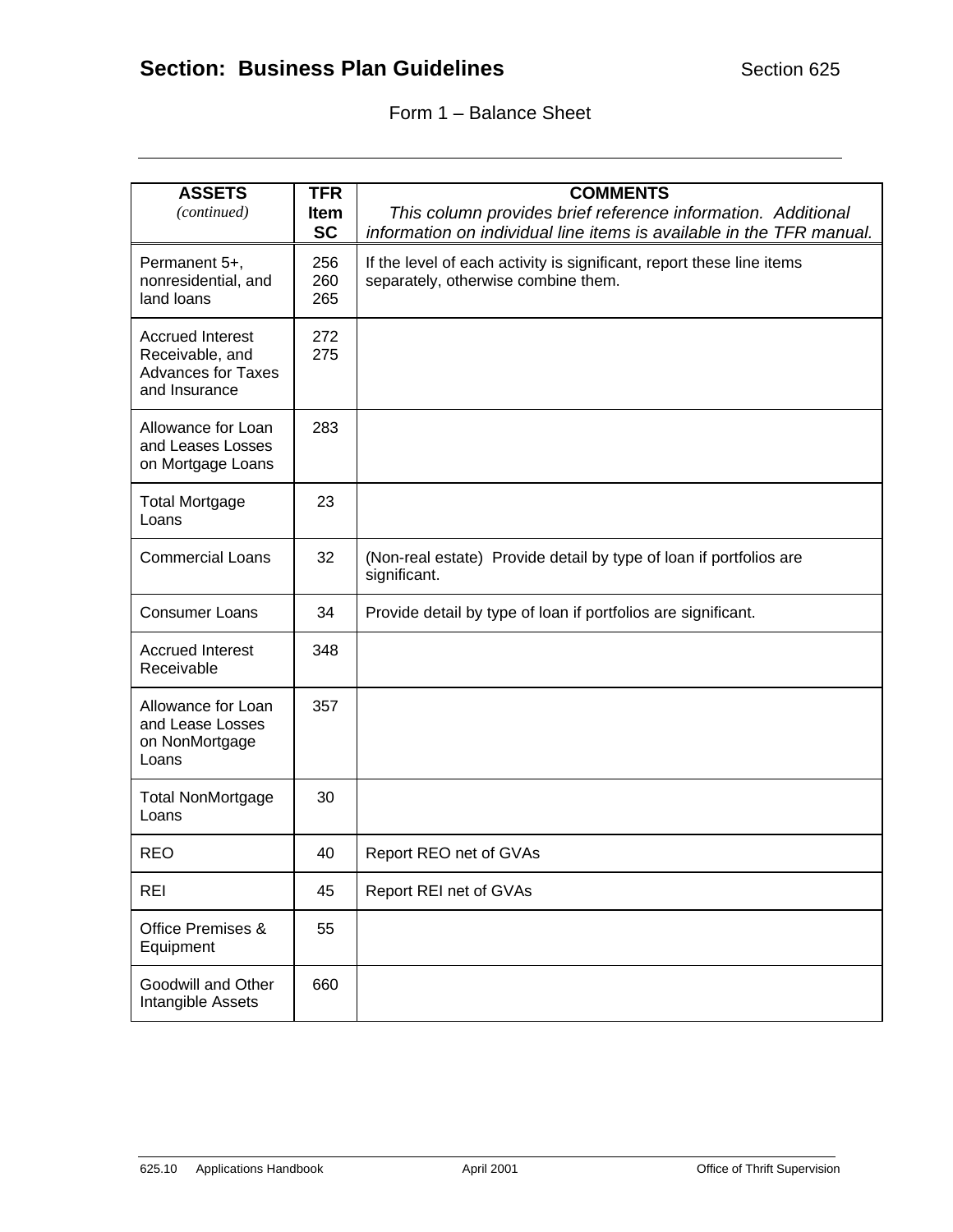## Section: Business Plan Guidelines

Section 625

Form 1 – Balance Sheet

| **ASSETS** *(continued)* | **TFR Item SC** | **COMMENTS** *This column provides brief reference information. Additional information on individual line items is available in the TFR manual.* |
|---|---|---|
| Permanent 5+, nonresidential, and land loans | 256 260 265 | If the level of each activity is significant, report these line items separately, otherwise combine them. |
| Accrued Interest Receivable, and Advances for Taxes and Insurance | 272 275 | |
| Allowance for Loan and Leases Losses on Mortgage Loans | 283 | |
| Total Mortgage Loans | 23 | |
| Commercial Loans | 32 | (Non-real estate) Provide detail by type of loan if portfolios are significant. |
| Consumer Loans | 34 | Provide detail by type of loan if portfolios are significant. |
| Accrued Interest Receivable | 348 | |
| Allowance for Loan and Lease Losses on NonMortgage Loans | 357 | |
| Total NonMortgage Loans | 30 | |
| REO | 40 | Report REO net of GVAs |
| REI | 45 | Report REI net of GVAs |
| Office Premises & Equipment | 55 | |
| Goodwill and Other Intangible Assets | 660 | |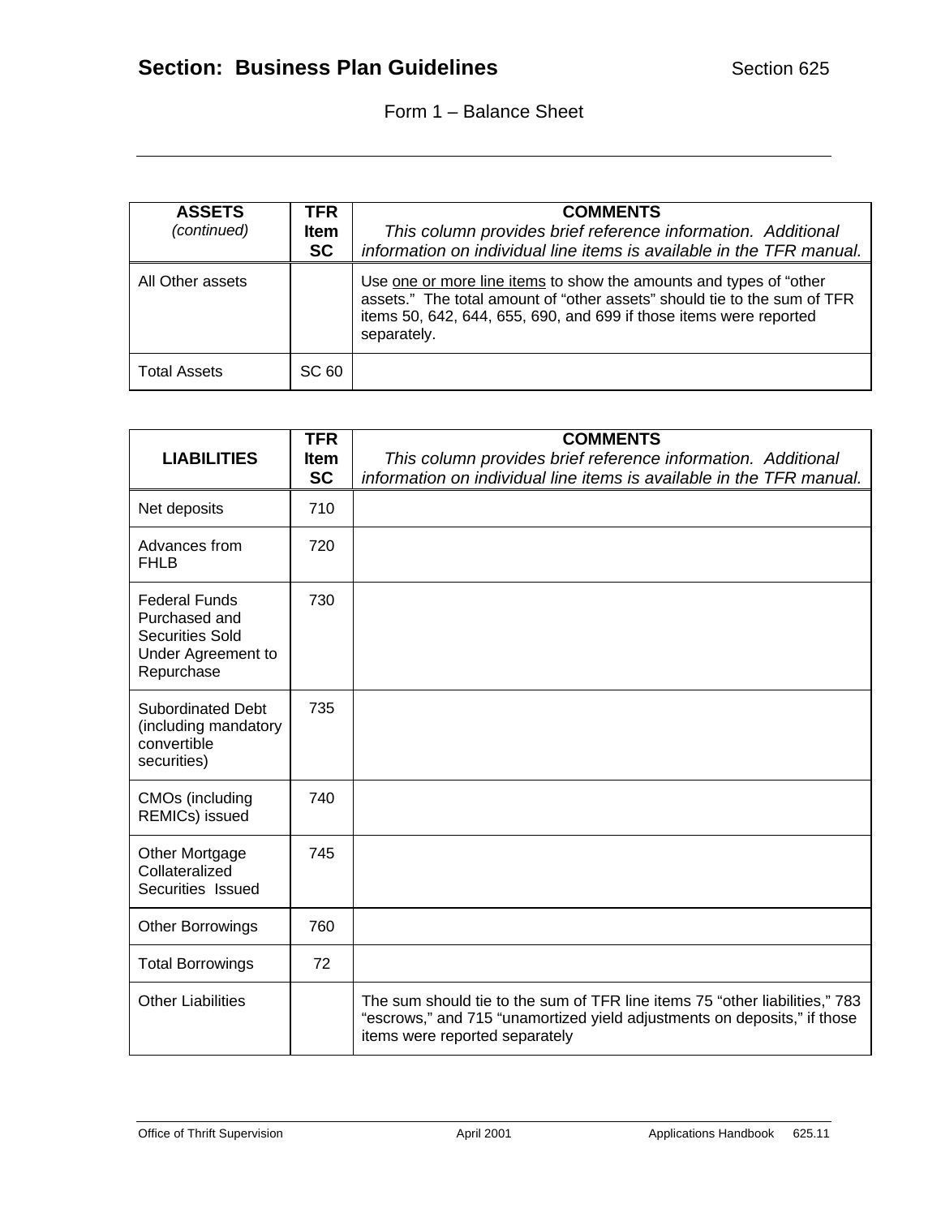## Section: Business Plan Guidelines

Section 625

Form 1 – Balance Sheet

| ASSETS *(continued)* | TFR Item SC | COMMENTS *This column provides brief reference information. Additional information on individual line items is available in the TFR manual.* |
|---|---|---|
| All Other assets | | Use one or more line items to show the amounts and types of "other assets." The total amount of "other assets" should tie to the sum of TFR items 50, 642, 644, 655, 690, and 699 if those items were reported separately. |
| Total Assets | SC 60 | |

| LIABILITIES | TFR Item SC | COMMENTS *This column provides brief reference information. Additional information on individual line items is available in the TFR manual.* |
|---|---|---|
| Net deposits | 710 | |
| Advances from FHLB | 720 | |
| Federal Funds Purchased and Securities Sold Under Agreement to Repurchase | 730 | |
| Subordinated Debt (including mandatory convertible securities) | 735 | |
| CMOs (including REMICs) issued | 740 | |
| Other Mortgage Collateralized Securities Issued | 745 | |
| Other Borrowings | 760 | |
| Total Borrowings | 72 | |
| Other Liabilities | | The sum should tie to the sum of TFR line items 75 "other liabilities," 783 "escrows," and 715 "unamortized yield adjustments on deposits," if those items were reported separately |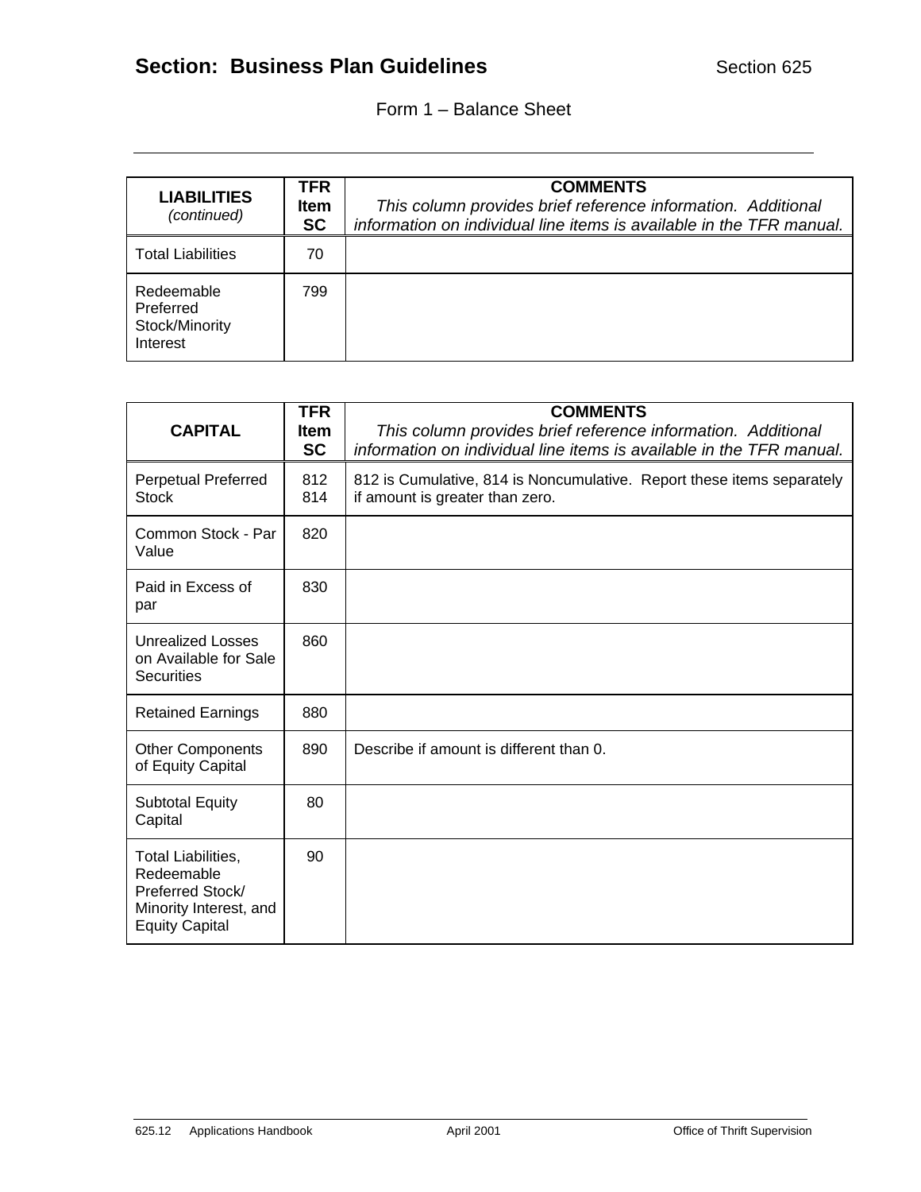## Form 1 – Balance Sheet

| **LIABILITIES** *(continued)* | **TFR Item SC** | **COMMENTS** *This column provides brief reference information. Additional information on individual line items is available in the TFR manual.* |
|---|---|---|
| Total Liabilities | 70 | |
| Redeemable Preferred Stock/Minority Interest | 799 | |

| **CAPITAL** | **TFR Item SC** | **COMMENTS** *This column provides brief reference information. Additional information on individual line items is available in the TFR manual.* |
|---|---|---|
| Perpetual Preferred Stock | 812<br>814 | 812 is Cumulative, 814 is Noncumulative. Report these items separately if amount is greater than zero. |
| Common Stock - Par Value | 820 | |
| Paid in Excess of par | 830 | |
| Unrealized Losses on Available for Sale Securities | 860 | |
| Retained Earnings | 880 | |
| Other Components of Equity Capital | 890 | Describe if amount is different than 0. |
| Subtotal Equity Capital | 80 | |
| Total Liabilities, Redeemable Preferred Stock/ Minority Interest, and Equity Capital | 90 | |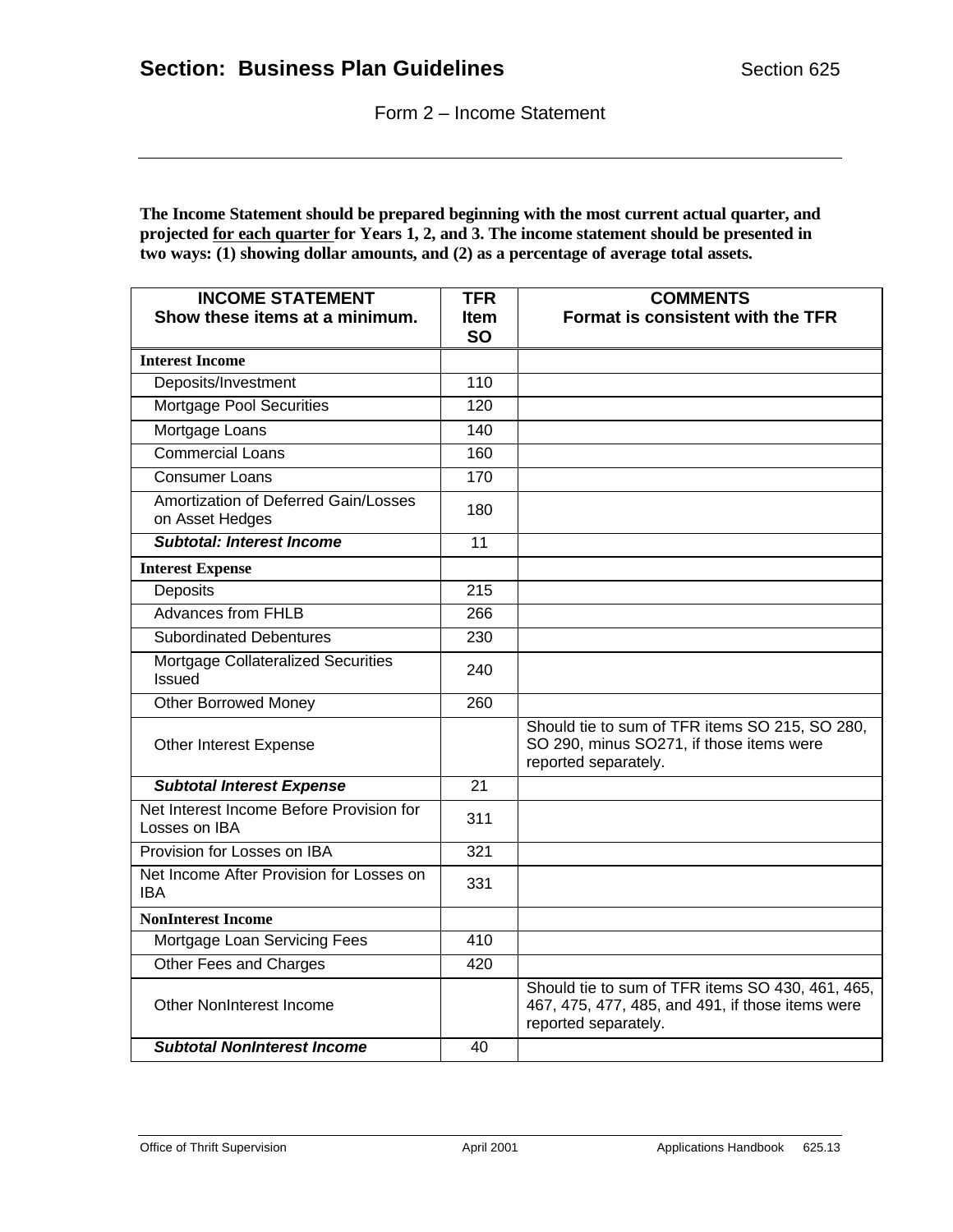# Section: Business Plan Guidelines

## Form 2 – Income Statement

**The Income Statement should be prepared beginning with the most current actual quarter, and projected for each quarter for Years 1, 2, and 3. The income statement should be presented in two ways: (1) showing dollar amounts, and (2) as a percentage of average total assets.**

| INCOME STATEMENT Show these items at a minimum. | TFR Item SO | COMMENTS Format is consistent with the TFR |
|---|---|---|
| **Interest Income** | | |
| Deposits/Investment | 110 | |
| Mortgage Pool Securities | 120 | |
| Mortgage Loans | 140 | |
| Commercial Loans | 160 | |
| Consumer Loans | 170 | |
| Amortization of Deferred Gain/Losses on Asset Hedges | 180 | |
| ***Subtotal: Interest Income*** | 11 | |
| **Interest Expense** | | |
| Deposits | 215 | |
| Advances from FHLB | 266 | |
| Subordinated Debentures | 230 | |
| Mortgage Collateralized Securities Issued | 240 | |
| Other Borrowed Money | 260 | |
| Other Interest Expense | | Should tie to sum of TFR items SO 215, SO 280, SO 290, minus SO271, if those items were reported separately. |
| ***Subtotal Interest Expense*** | 21 | |
| Net Interest Income Before Provision for Losses on IBA | 311 | |
| Provision for Losses on IBA | 321 | |
| Net Income After Provision for Losses on IBA | 331 | |
| **NonInterest Income** | | |
| Mortgage Loan Servicing Fees | 410 | |
| Other Fees and Charges | 420 | |
| Other NonInterest Income | | Should tie to sum of TFR items SO 430, 461, 465, 467, 475, 477, 485, and 491, if those items were reported separately. |
| ***Subtotal NonInterest Income*** | 40 | |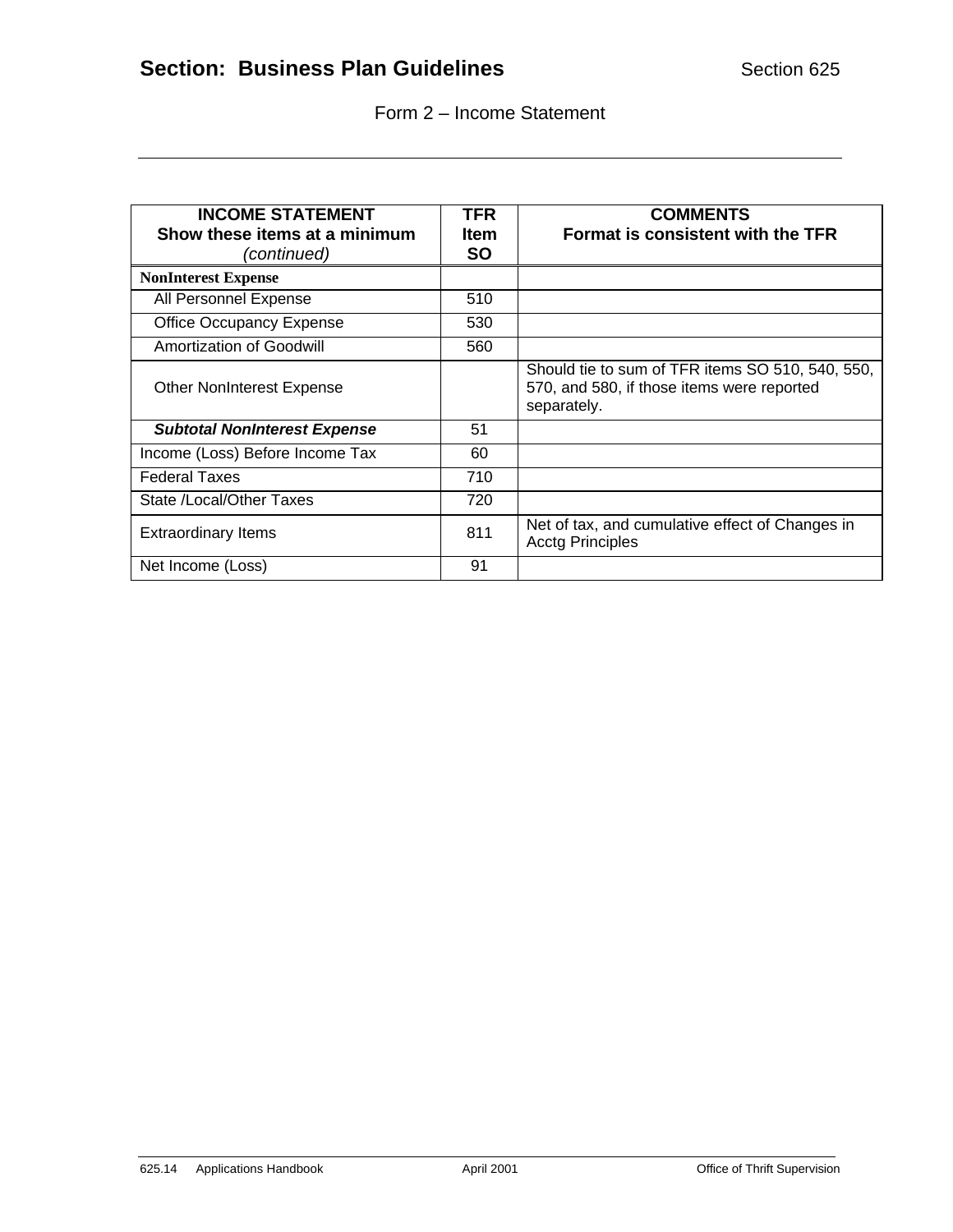Form 2 – Income Statement

| **INCOME STATEMENT**<br>**Show these items at a minimum**<br>*(continued)* | **TFR Item SO** | **COMMENTS**<br>**Format is consistent with the TFR** |
|---|---|---|
| **NonInterest Expense** | | |
| All Personnel Expense | 510 | |
| Office Occupancy Expense | 530 | |
| Amortization of Goodwill | 560 | |
| Other NonInterest Expense | | Should tie to sum of TFR items SO 510, 540, 550, 570, and 580, if those items were reported separately. |
| ***Subtotal NonInterest Expense*** | 51 | |
| Income (Loss) Before Income Tax | 60 | |
| Federal Taxes | 710 | |
| State /Local/Other Taxes | 720 | |
| Extraordinary Items | 811 | Net of tax, and cumulative effect of Changes in Acctg Principles |
| Net Income (Loss) | 91 | |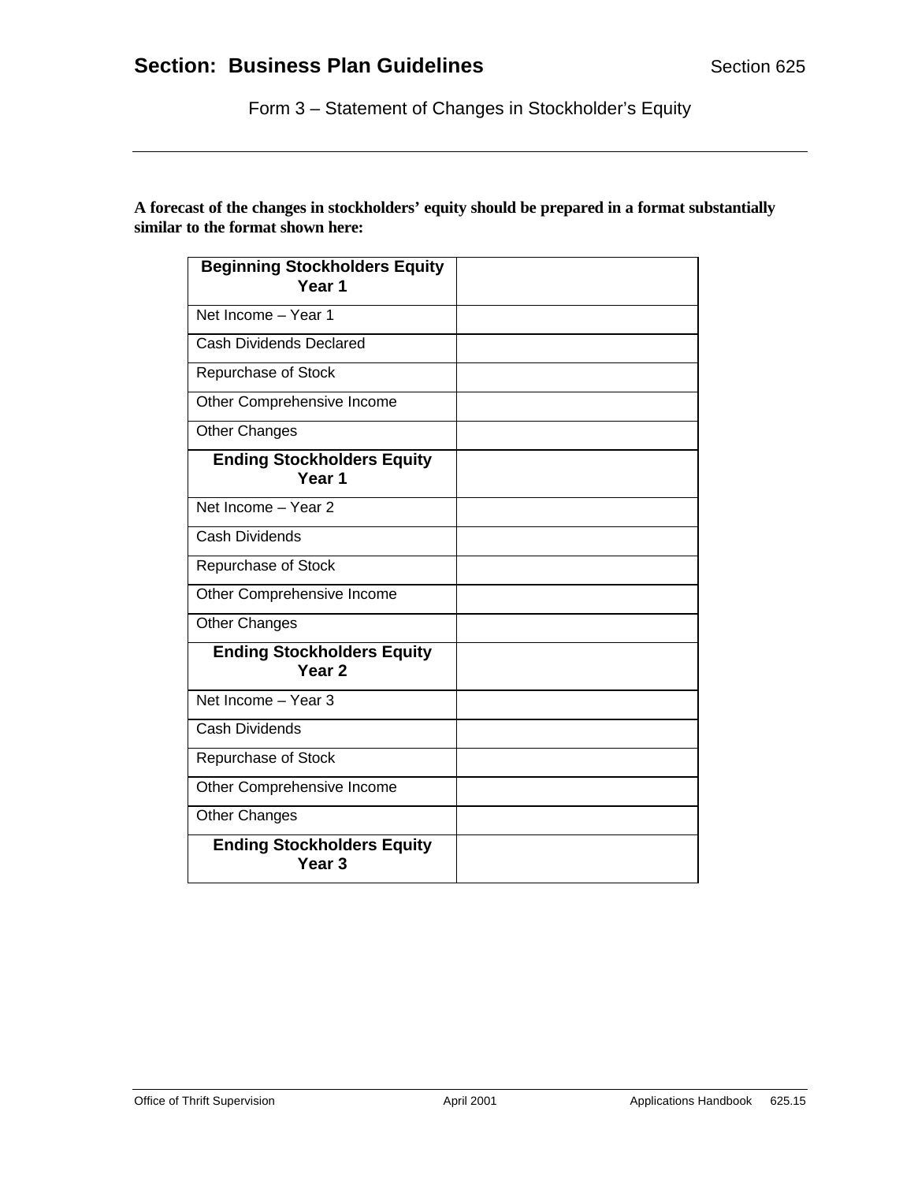Form 3 – Statement of Changes in Stockholder's Equity

**A forecast of the changes in stockholders' equity should be prepared in a format substantially similar to the format shown here:**

| **Beginning Stockholders Equity Year 1** | |
|---|---|
| Net Income – Year 1 | |
| Cash Dividends Declared | |
| Repurchase of Stock | |
| Other Comprehensive Income | |
| Other Changes | |
| **Ending Stockholders Equity Year 1** | |
| Net Income – Year 2 | |
| Cash Dividends | |
| Repurchase of Stock | |
| Other Comprehensive Income | |
| Other Changes | |
| **Ending Stockholders Equity Year 2** | |
| Net Income – Year 3 | |
| Cash Dividends | |
| Repurchase of Stock | |
| Other Comprehensive Income | |
| Other Changes | |
| **Ending Stockholders Equity Year 3** | |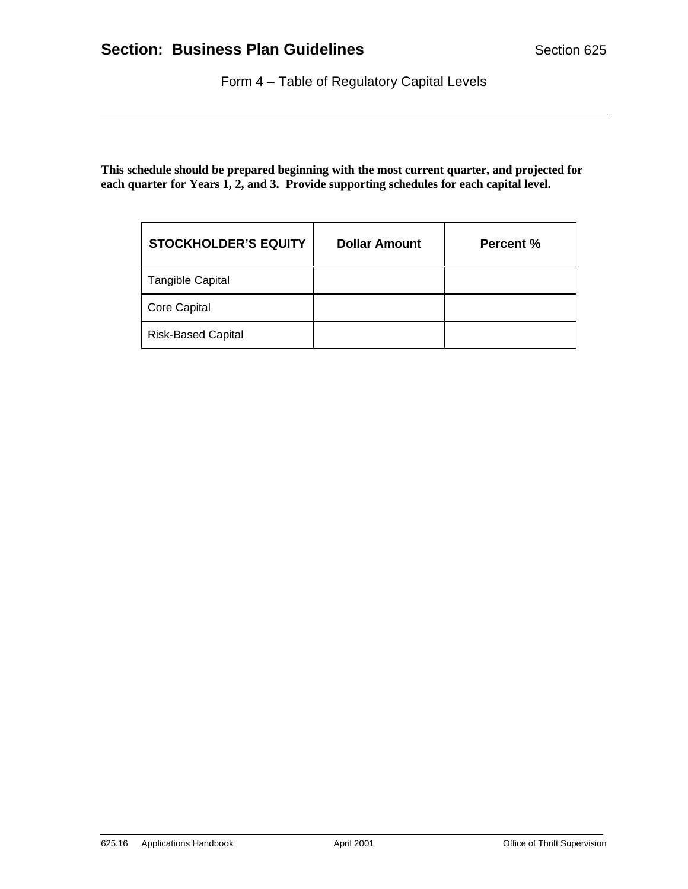Form 4 – Table of Regulatory Capital Levels

**This schedule should be prepared beginning with the most current quarter, and projected for each quarter for Years 1, 2, and 3. Provide supporting schedules for each capital level.**

| STOCKHOLDER'S EQUITY | Dollar Amount | Percent % |
|---|---|---|
| Tangible Capital | | |
| Core Capital | | |
| Risk-Based Capital | | |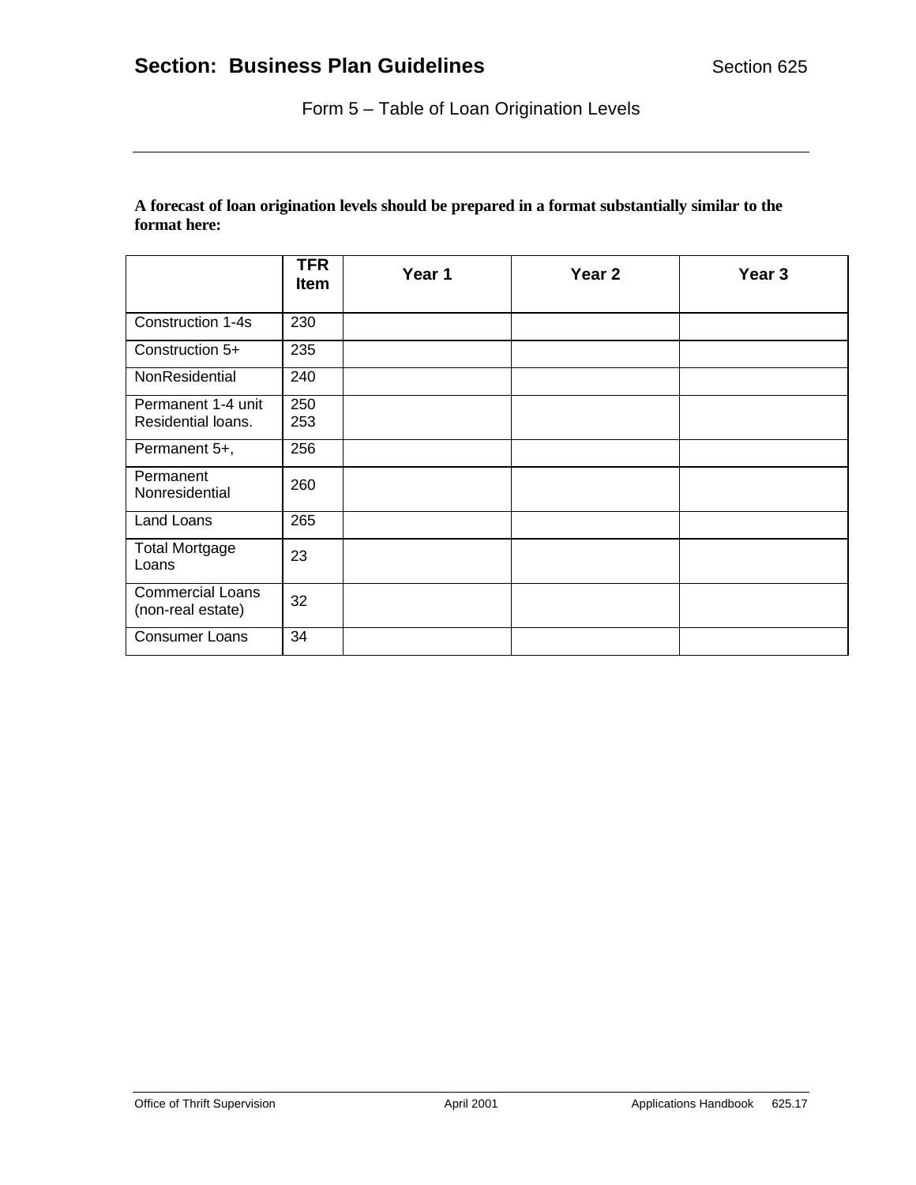## Form 5 – Table of Loan Origination Levels

**A forecast of loan origination levels should be prepared in a format substantially similar to the format here:**

| | TFR Item | Year 1 | Year 2 | Year 3 |
|---|---|---|---|---|
| Construction 1-4s | 230 | | | |
| Construction 5+ | 235 | | | |
| NonResidential | 240 | | | |
| Permanent 1-4 unit Residential loans. | 250 253 | | | |
| Permanent 5+, | 256 | | | |
| Permanent Nonresidential | 260 | | | |
| Land Loans | 265 | | | |
| Total Mortgage Loans | 23 | | | |
| Commercial Loans (non-real estate) | 32 | | | |
| Consumer Loans | 34 | | | |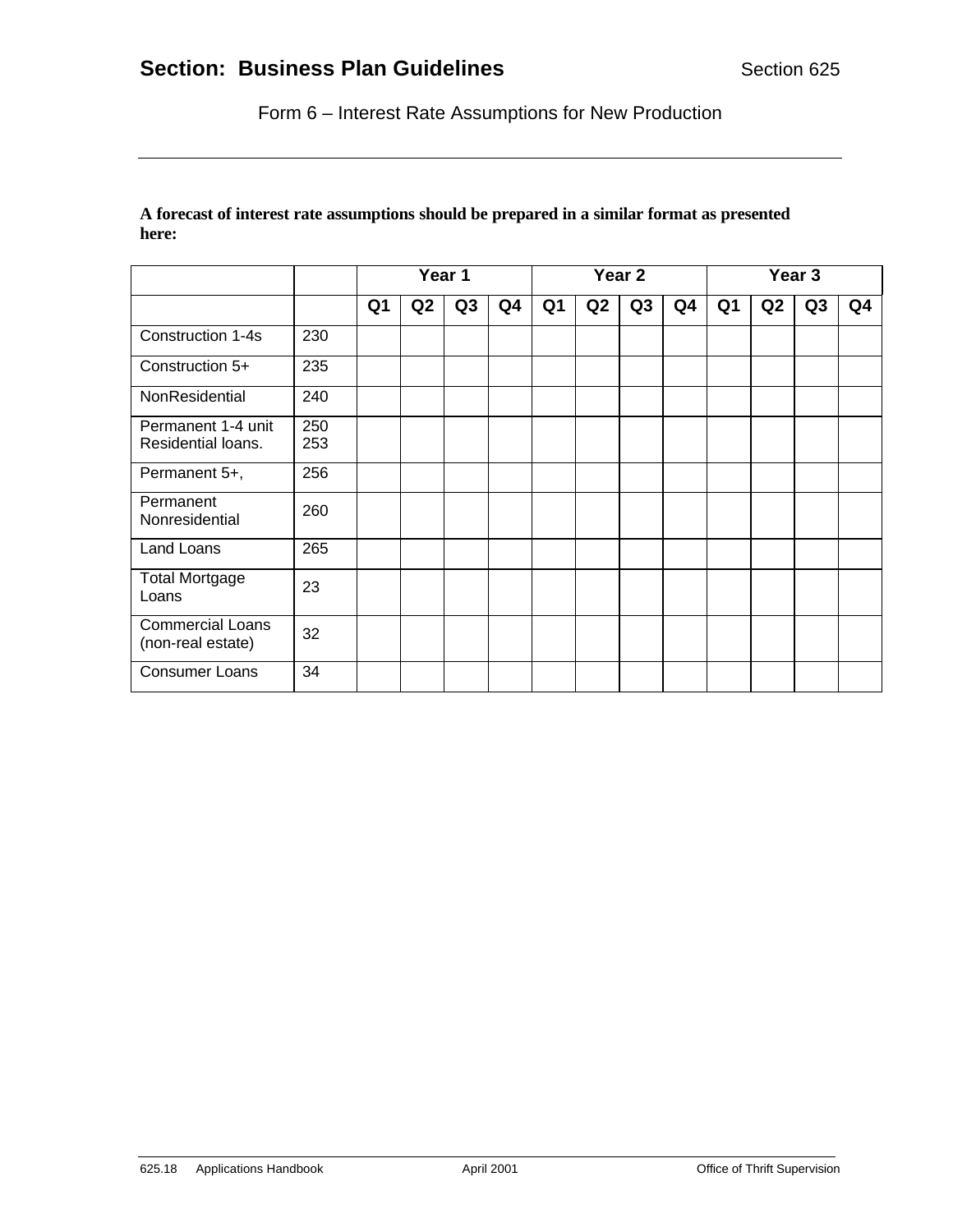Form 6 – Interest Rate Assumptions for New Production

**A forecast of interest rate assumptions should be prepared in a similar format as presented here:**

| | | Year 1 | | | | Year 2 | | | | Year 3 | | | |
|---|---|---|---|---|---|---|---|---|---|---|---|---|---|
| | | **Q1** | **Q2** | **Q3** | **Q4** | **Q1** | **Q2** | **Q3** | **Q4** | **Q1** | **Q2** | **Q3** | **Q4** |
| Construction 1-4s | 230 | | | | | | | | | | | | |
| Construction 5+ | 235 | | | | | | | | | | | | |
| NonResidential | 240 | | | | | | | | | | | | |
| Permanent 1-4 unit Residential loans. | 250 253 | | | | | | | | | | | | |
| Permanent 5+, | 256 | | | | | | | | | | | | |
| Permanent Nonresidential | 260 | | | | | | | | | | | | |
| Land Loans | 265 | | | | | | | | | | | | |
| Total Mortgage Loans | 23 | | | | | | | | | | | | |
| Commercial Loans (non-real estate) | 32 | | | | | | | | | | | | |
| Consumer Loans | 34 | | | | | | | | | | | | |